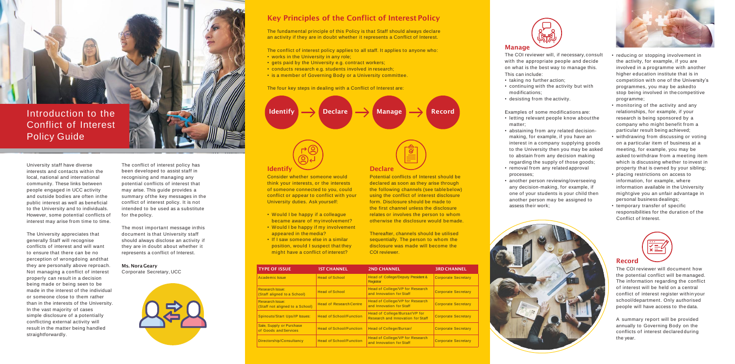# Introduction to the Conflict of Interest Policy Guide

University staff have diverse interests and contacts within the local, national and international community. These links between people engaged in UCC activity and outside bodies are often in the public interest as well as beneficial to the University and to individuals. However, some potential conflicts of interest may arise from time to time.

The University appreciates that generally Staff will recognise conflicts of interest and will want to ensure that there can be no perception of wrongdoing and that they are personally above reproach. Not managing a conflict of interest properly can result in a decision being made or being seen to be made in the interest of the individual or someone close to them rather than in the interests of the University. In the vast majority of cases simple disclosure of a potentially conflicting external activity will result in the matter being handled straightforwardly.

The conflict of interest policy has been developed to assist staff in recognising and managing any potential conflicts of interest that may arise. This guide provides a summary of the key messages in the conflict of interest policy. It is not intended to be used as a substitute for the policy.

The most important message in this document is that University staff should always disclose an activity if they are in doubt about whether it represents a conflict of Interest.

**Ms. Nora Geary**
Corporate Secretary, UCC

## Key Principles of the Conflict of Interest Policy

The fundamental principle of this Policy is that Staff should always declare an activity if they are in doubt whether it represents a Conflict of Interest.

The conflict of interest policy applies to all staff. It applies to anyone who:

- works in the University in any role;
- gets paid by the University e.g. contract workers;
- conducts research e.g. students involved in research;
- is a member of Governing Body or a University committee.

The four key steps in dealing with a Conflict of Interest are:

Identify → Declare → Manage → Record

### Identify

Consider whether someone would think your interests, or the interests of someone connected to you, could conflict or appear to conflict with your University duties. Ask yourself:

- Would I be happy if a colleague became aware of my involvement?
- Would I be happy if my involvement appeared in the media?
- If I saw someone else in a similar position, would I suspect that they might have a conflict of interest?

### Declare

Potential conflicts of Interest should be declared as soon as they arise through the following channels (see table below) using the conflict of interest disclosure form. Disclosure should be made to the first channel unless the disclosure relates or involves the person to whom otherwise the disclosure would be made.

Thereafter, channels should be utilised sequentially. The person to whom the disclosure was made will become the COI reviewer.

| TYPE OF ISSUE | 1ST CHANNEL | 2ND CHANNEL | 3RD CHANNEL |
|---|---|---|---|
| Academic Issue | Head of School | Head of College/Deputy President & Registrar | Corporate Secretary |
| Research Issue: (Staff aligned to a School) | Head of School | Head of College/VP for Research and Innovation for Staff | Corporate Secretary |
| Research Issue: (Staff not aligned to a School) | Head of Research Centre | Head of College/VP for Research and Innovation for Staff | Corporate Secretary |
| Spinouts/Start Ups/IP Issues: | Head of School/Function | Head of College/Bursar/VP for Research and Innovation for Staff | Corporate Secretary |
| Sale, Supply or Purchase of Goods and Services | Head of School/Function | Head of College/Bursar/ | Corporate Secretary |
| Directorship/Consultancy | Head of School/Function | Head of College/VP for Research and Innovation for Staff | Corporate Secretary |

### Manage

The COI reviewer will, if necessary, consult with the appropriate people and decide on what is the best way to manage this. This can include:

- taking no further action;
- continuing with the activity but with modifications;
- desisting from the activity.

Examples of some modifications are:

- letting relevant people know about the matter;
- abstaining from any related decision-making, for example, if you have an interest in a company supplying goods to the University then you may be asked to abstain from any decision making regarding the supply of those goods;
- removal from any related approval processes;
- another person reviewing/overseeing any decision-making, for example, if one of your students is your child then another person may be assigned to assess their work;
- reducing or stopping involvement in the activity, for example, if you are involved in a programme with another higher education institute that is in competition with one of the University's programmes, you may be asked to stop being involved in the competitive programme;
- monitoring of the activity and any relationships, for example, if your research is being sponsored by a company who might benefit from a particular result being achieved;
- withdrawing from discussing or voting on a particular item of business at a meeting, for example, you may be asked to withdraw from a meeting item which is discussing whether to invest in property that is owned by your sibling;
- placing restrictions on access to information, for example, where information available in the University might give you an unfair advantage in personal business dealings;
- temporary transfer of specific responsibilities for the duration of the Conflict of Interest.

### Record

The COI reviewer will document how the potential conflict will be managed. The information regarding the conflict of interest will be held on a central conflict of interest register within your school/department. Only authorised people will have access to the data.

A summary report will be provided annually to Governing Body on the conflicts of interest declared during the year.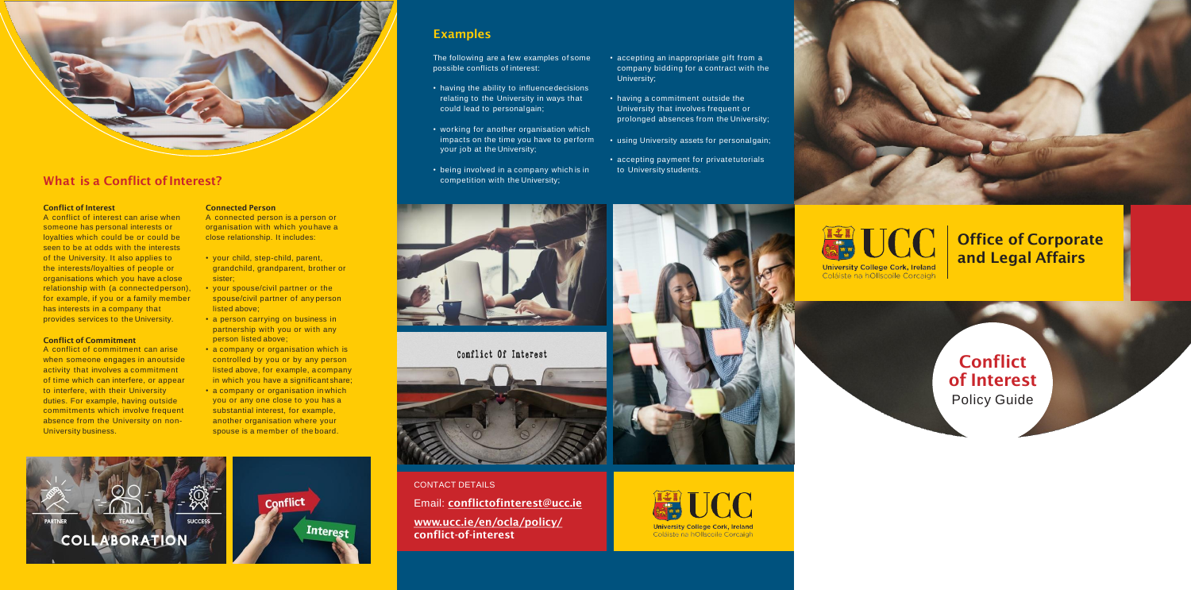## What is a Conflict of Interest?

**Conflict of Interest**

A conflict of interest can arise when someone has personal interests or loyalties which could be or could be seen to be at odds with the interests of the University. It also applies to the interests/loyalties of people or organisations which you have a close relationship with (a connected person), for example, if you or a family member has interests in a company that provides services to the University.

**Conflict of Commitment**

A conflict of commitment can arise when someone engages in an outside activity that involves a commitment of time which can interfere, or appear to interfere, with their University duties. For example, having outside commitments which involve frequent absence from the University on non-University business.

**Connected Person**

A connected person is a person or organisation with which you have a close relationship. It includes:

- your child, step-child, parent, grandchild, grandparent, brother or sister;
- your spouse/civil partner or the spouse/civil partner of any person listed above;
- a person carrying on business in partnership with you or with any person listed above;
- a company or organisation which is controlled by you or by any person listed above, for example, a company in which you have a significant share;
- a company or organisation in which you or any one close to you has a substantial interest, for example, another organisation where your spouse is a member of the board.

## Examples

The following are a few examples of some possible conflicts of interest:

- having the ability to influence decisions relating to the University in ways that could lead to personal gain;
- working for another organisation which impacts on the time you have to perform your job at the University;
- being involved in a company which is in competition with the University;
- accepting an inappropriate gift from a company bidding for a contract with the University;
- having a commitment outside the University that involves frequent or prolonged absences from the University;
- using University assets for personal gain;
- accepting payment for private tutorials to University students.

CONTACT DETAILS

Email: **conflictofinterest@ucc.ie**

**www.ucc.ie/en/ocla/policy/conflict-of-interest**

University College Cork, Ireland
Coláiste na hOllscoile Corcaigh

UCC
University College Cork, Ireland
Coláiste na hOllscoile Corcaigh

**Office of Corporate and Legal Affairs**

# Conflict of Interest

Policy Guide